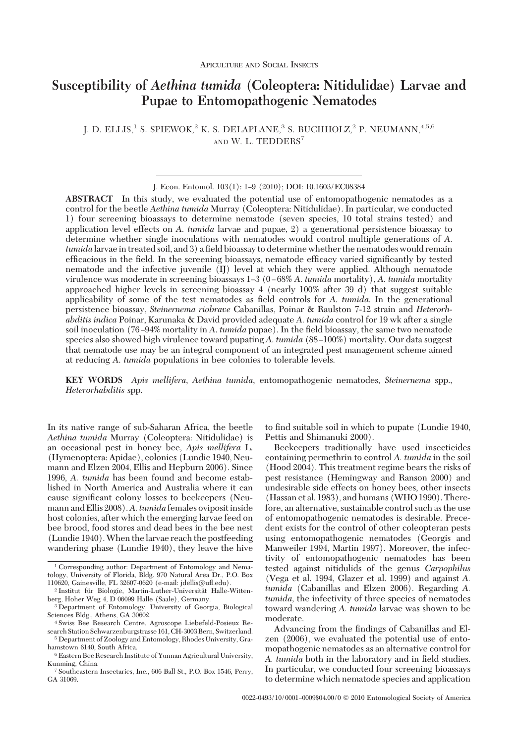APICULTURE AND SOCIAL INSECTS

# Susceptibility of *Aethina tumida* (Coleoptera: Nitidulidae) Larvae and Pupae to Entomopathogenic Nematodes

J. D. ELLIS,[1] S. SPIEWOK,[2] K. S. DELAPLANE,[3] S. BUCHHOLZ,[2] P. NEUMANN,[4,5,6] AND W. L. TEDDERS[7]

J. Econ. Entomol. 103(1): 1–9 (2010); DOI: 10.1603/EC08384

**ABSTRACT** In this study, we evaluated the potential use of entomopathogenic nematodes as a control for the beetle *Aethina tumida* Murray (Coleoptera: Nitidulidae). In particular, we conducted 1) four screening bioassays to determine nematode (seven species, 10 total strains tested) and application level effects on *A. tumida* larvae and pupae, 2) a generational persistence bioassay to determine whether single inoculations with nematodes would control multiple generations of *A. tumida* larvae in treated soil, and 3) a field bioassay to determine whether the nematodes would remain efficacious in the field. In the screening bioassays, nematode efficacy varied significantly by tested nematode and the infective juvenile (IJ) level at which they were applied. Although nematode virulence was moderate in screening bioassays 1–3 (0–68% *A. tumida* mortality), *A. tumida* mortality approached higher levels in screening bioassay 4 (nearly 100% after 39 d) that suggest suitable applicability of some of the test nematodes as field controls for *A. tumida*. In the generational persistence bioassay, *Steinernema riobrave* Cabanillas, Poinar & Raulston 7-12 strain and *Heterorhabditis indica* Poinar, Karunaka & David provided adequate *A. tumida* control for 19 wk after a single soil inoculation (76–94% mortality in *A. tumida* pupae). In the field bioassay, the same two nematode species also showed high virulence toward pupating *A. tumida* (88–100%) mortality. Our data suggest that nematode use may be an integral component of an integrated pest management scheme aimed at reducing *A. tumida* populations in bee colonies to tolerable levels.

**KEY WORDS** *Apis mellifera*, *Aethina tumida*, entomopathogenic nematodes, *Steinernema* spp., *Heterorhabditis* spp.

In its native range of sub-Saharan Africa, the beetle *Aethina tumida* Murray (Coleoptera: Nitidulidae) is an occasional pest in honey bee, *Apis mellifera* L. (Hymenoptera: Apidae), colonies (Lundie 1940, Neumann and Elzen 2004, Ellis and Hepburn 2006). Since 1996, *A. tumida* has been found and become established in North America and Australia where it can cause significant colony losses to beekeepers (Neumann and Ellis 2008). *A. tumida* females oviposit inside host colonies, after which the emerging larvae feed on bee brood, food stores and dead bees in the bee nest (Lundie 1940). When the larvae reach the postfeeding wandering phase (Lundie 1940), they leave the hive to find suitable soil in which to pupate (Lundie 1940, Pettis and Shimanuki 2000).

Beekeepers traditionally have used insecticides containing permethrin to control *A. tumida* in the soil (Hood 2004). This treatment regime bears the risks of pest resistance (Hemingway and Ranson 2000) and undesirable side effects on honey bees, other insects (Hassan et al. 1983), and humans (WHO 1990). Therefore, an alternative, sustainable control such as the use of entomopathogenic nematodes is desirable. Precedent exists for the control of other coleopteran pests using entomopathogenic nematodes (Georgis and Manweiler 1994, Martin 1997). Moreover, the infectivity of entomopathogenic nematodes has been tested against nitidulids of the genus *Carpophilus* (Vega et al. 1994, Glazer et al. 1999) and against *A. tumida* (Cabanillas and Elzen 2006). Regarding *A. tumida,* the infectivity of three species of nematodes toward wandering *A. tumida* larvae was shown to be moderate.

Advancing from the findings of Cabanillas and Elzen (2006), we evaluated the potential use of entomopathogenic nematodes as an alternative control for *A. tumida* both in the laboratory and in field studies. In particular, we conducted four screening bioassays to determine which nematode species and application

[1] Corresponding author: Department of Entomology and Nematology, University of Florida, Bldg. 970 Natural Area Dr., P.O. Box 110620, Gainesville, FL 32607-0620 (e-mail: jdellis@ufl.edu).

[2] Institut für Biologie, Martin-Luther-Universität Halle-Wittenberg, Hoher Weg 4, D 06099 Halle (Saale), Germany.

[3] Department of Entomology, University of Georgia, Biological Sciences Bldg., Athens, GA 30602.

[4] Swiss Bee Research Centre, Agroscope Liebefeld-Posieux Research Station Schwarzenburgstrasse 161, CH-3003 Bern, Switzerland.

[5] Department of Zoology and Entomology, Rhodes University, Grahamstown 6140, South Africa.

[6] Eastern Bee Research Institute of Yunnan Agricultural University, Kunming, China.

[7] Southeastern Insectaries, Inc., 606 Ball St., P.O. Box 1546, Perry, GA 31069.

0022-0493/10/0001–0009$04.00/0 © 2010 Entomological Society of America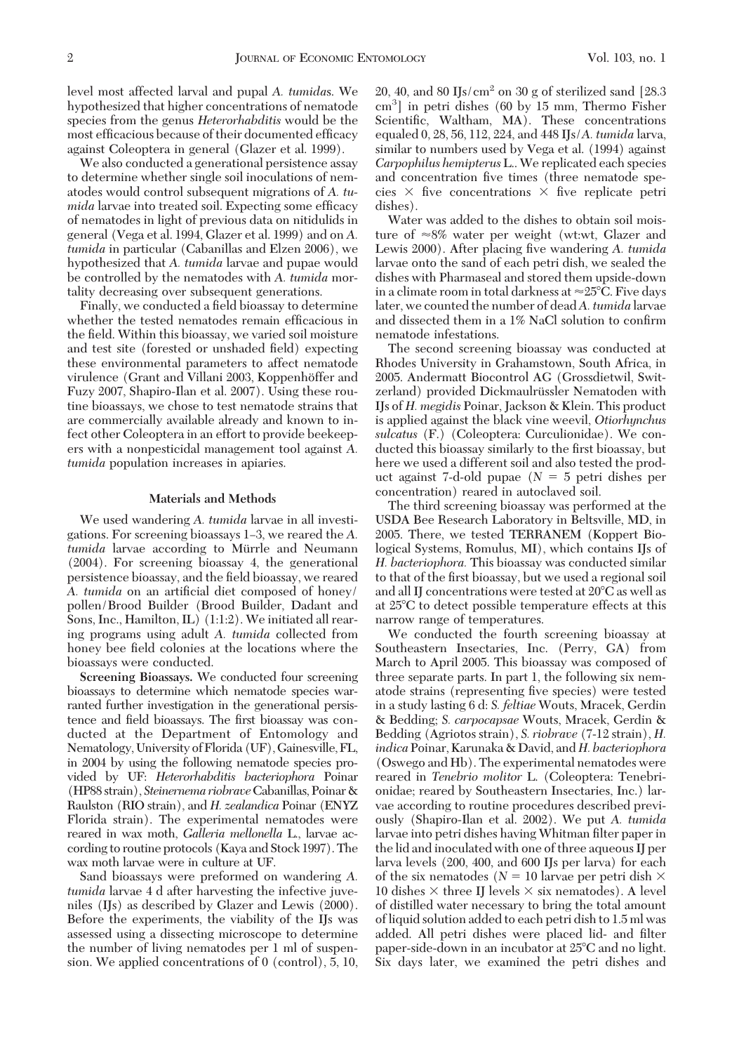level most affected larval and pupal *A. tumida*s. We hypothesized that higher concentrations of nematode species from the genus *Heterorhabditis* would be the most efficacious because of their documented efficacy against Coleoptera in general (Glazer et al. 1999).

We also conducted a generational persistence assay to determine whether single soil inoculations of nematodes would control subsequent migrations of *A. tumida* larvae into treated soil. Expecting some efficacy of nematodes in light of previous data on nitidulids in general (Vega et al. 1994, Glazer et al. 1999) and on *A. tumida* in particular (Cabanillas and Elzen 2006), we hypothesized that *A. tumida* larvae and pupae would be controlled by the nematodes with *A. tumida* mortality decreasing over subsequent generations.

Finally, we conducted a field bioassay to determine whether the tested nematodes remain efficacious in the field. Within this bioassay, we varied soil moisture and test site (forested or unshaded field) expecting these environmental parameters to affect nematode virulence (Grant and Villani 2003, Koppenhöffer and Fuzy 2007, Shapiro-Ilan et al. 2007). Using these routine bioassays, we chose to test nematode strains that are commercially available already and known to infect other Coleoptera in an effort to provide beekeepers with a nonpesticidal management tool against *A. tumida* population increases in apiaries.

## Materials and Methods

We used wandering *A. tumida* larvae in all investigations. For screening bioassays 1–3, we reared the *A. tumida* larvae according to Mürrle and Neumann (2004). For screening bioassay 4, the generational persistence bioassay, and the field bioassay, we reared *A. tumida* on an artificial diet composed of honey/pollen/Brood Builder (Brood Builder, Dadant and Sons, Inc., Hamilton, IL) (1:1:2). We initiated all rearing programs using adult *A. tumida* collected from honey bee field colonies at the locations where the bioassays were conducted.

**Screening Bioassays.** We conducted four screening bioassays to determine which nematode species warranted further investigation in the generational persistence and field bioassays. The first bioassay was conducted at the Department of Entomology and Nematology, University of Florida (UF), Gainesville, FL, in 2004 by using the following nematode species provided by UF: *Heterorhabditis bacteriophora* Poinar (HP88 strain), *Steinernema riobrave* Cabanillas, Poinar & Raulston (RIO strain), and *H. zealandica* Poinar (ENYZ Florida strain). The experimental nematodes were reared in wax moth, *Galleria mellonella* L., larvae according to routine protocols (Kaya and Stock 1997). The wax moth larvae were in culture at UF.

Sand bioassays were preformed on wandering *A. tumida* larvae 4 d after harvesting the infective juveniles (IJs) as described by Glazer and Lewis (2000). Before the experiments, the viability of the IJs was assessed using a dissecting microscope to determine the number of living nematodes per 1 ml of suspension. We applied concentrations of 0 (control), 5, 10, 20, 40, and 80 IJs/cm$^2$ on 30 g of sterilized sand [28.3 cm$^3$] in petri dishes (60 by 15 mm, Thermo Fisher Scientific, Waltham, MA). These concentrations equaled 0, 28, 56, 112, 224, and 448 IJs/*A. tumida* larva, similar to numbers used by Vega et al. (1994) against *Carpophilus hemipterus* L.. We replicated each species and concentration five times (three nematode species × five concentrations × five replicate petri dishes).

Water was added to the dishes to obtain soil moisture of ≈8% water per weight (wt:wt, Glazer and Lewis 2000). After placing five wandering *A. tumida* larvae onto the sand of each petri dish, we sealed the dishes with Pharmaseal and stored them upside-down in a climate room in total darkness at ≈25°C. Five days later, we counted the number of dead *A. tumida* larvae and dissected them in a 1% NaCl solution to confirm nematode infestations.

The second screening bioassay was conducted at Rhodes University in Grahamstown, South Africa, in 2005. Andermatt Biocontrol AG (Grossdietwil, Switzerland) provided Dickmaulrüssler Nematoden with IJs of *H. megidis* Poinar, Jackson & Klein. This product is applied against the black vine weevil, *Otiorhynchus sulcatus* (F.) (Coleoptera: Curculionidae). We conducted this bioassay similarly to the first bioassay, but here we used a different soil and also tested the product against 7-d-old pupae ($N$ = 5 petri dishes per concentration) reared in autoclaved soil.

The third screening bioassay was performed at the USDA Bee Research Laboratory in Beltsville, MD, in 2005. There, we tested TERRANEM (Koppert Biological Systems, Romulus, MI), which contains IJs of *H. bacteriophora.* This bioassay was conducted similar to that of the first bioassay, but we used a regional soil and all IJ concentrations were tested at 20°C as well as at 25°C to detect possible temperature effects at this narrow range of temperatures.

We conducted the fourth screening bioassay at Southeastern Insectaries, Inc. (Perry, GA) from March to April 2005. This bioassay was composed of three separate parts. In part 1, the following six nematode strains (representing five species) were tested in a study lasting 6 d: *S. feltiae* Wouts, Mracek, Gerdin & Bedding; *S. carpocapsae* Wouts, Mracek, Gerdin & Bedding (Agriotos strain), *S. riobrave* (7-12 strain), *H. indica* Poinar, Karunaka & David, and *H. bacteriophora* (Oswego and Hb). The experimental nematodes were reared in *Tenebrio molitor* L. (Coleoptera: Tenebrionidae; reared by Southeastern Insectaries, Inc.) larvae according to routine procedures described previously (Shapiro-Ilan et al. 2002). We put *A. tumida* larvae into petri dishes having Whitman filter paper in the lid and inoculated with one of three aqueous IJ per larva levels (200, 400, and 600 IJs per larva) for each of the six nematodes ($N$ = 10 larvae per petri dish × 10 dishes × three IJ levels × six nematodes). A level of distilled water necessary to bring the total amount of liquid solution added to each petri dish to 1.5 ml was added. All petri dishes were placed lid- and filter paper-side-down in an incubator at 25°C and no light. Six days later, we examined the petri dishes and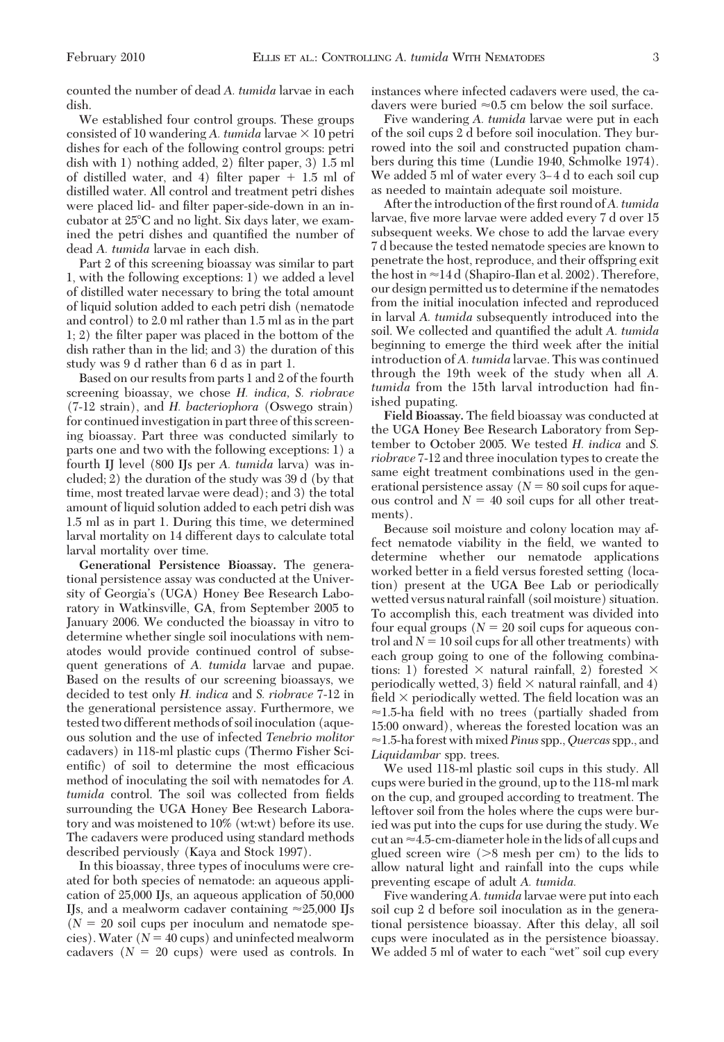counted the number of dead *A. tumida* larvae in each dish.

We established four control groups. These groups consisted of 10 wandering *A. tumida* larvae × 10 petri dishes for each of the following control groups: petri dish with 1) nothing added, 2) filter paper, 3) 1.5 ml of distilled water, and 4) filter paper + 1.5 ml of distilled water. All control and treatment petri dishes were placed lid- and filter paper-side-down in an incubator at 25°C and no light. Six days later, we examined the petri dishes and quantified the number of dead *A. tumida* larvae in each dish.

Part 2 of this screening bioassay was similar to part 1, with the following exceptions: 1) we added a level of distilled water necessary to bring the total amount of liquid solution added to each petri dish (nematode and control) to 2.0 ml rather than 1.5 ml as in the part 1; 2) the filter paper was placed in the bottom of the dish rather than in the lid; and 3) the duration of this study was 9 d rather than 6 d as in part 1.

Based on our results from parts 1 and 2 of the fourth screening bioassay, we chose *H. indica, S. riobrave* (7-12 strain), and *H. bacteriophora* (Oswego strain) for continued investigation in part three of this screening bioassay. Part three was conducted similarly to parts one and two with the following exceptions: 1) a fourth IJ level (800 IJs per *A. tumida* larva) was included; 2) the duration of the study was 39 d (by that time, most treated larvae were dead); and 3) the total amount of liquid solution added to each petri dish was 1.5 ml as in part 1. During this time, we determined larval mortality on 14 different days to calculate total larval mortality over time.

**Generational Persistence Bioassay.** The generational persistence assay was conducted at the University of Georgia's (UGA) Honey Bee Research Laboratory in Watkinsville, GA, from September 2005 to January 2006. We conducted the bioassay in vitro to determine whether single soil inoculations with nematodes would provide continued control of subsequent generations of *A. tumida* larvae and pupae. Based on the results of our screening bioassays, we decided to test only *H. indica* and *S. riobrave* 7-12 in the generational persistence assay. Furthermore, we tested two different methods of soil inoculation (aqueous solution and the use of infected *Tenebrio molitor* cadavers) in 118-ml plastic cups (Thermo Fisher Scientific) of soil to determine the most efficacious method of inoculating the soil with nematodes for *A. tumida* control. The soil was collected from fields surrounding the UGA Honey Bee Research Laboratory and was moistened to 10% (wt:wt) before its use. The cadavers were produced using standard methods described perviously (Kaya and Stock 1997).

In this bioassay, three types of inoculums were created for both species of nematode: an aqueous application of 25,000 IJs, an aqueous application of 50,000 IJs, and a mealworm cadaver containing ≈25,000 IJs ($N$ = 20 soil cups per inoculum and nematode species). Water ($N$ = 40 cups) and uninfected mealworm cadavers ($N$ = 20 cups) were used as controls. In instances where infected cadavers were used, the cadavers were buried ≈0.5 cm below the soil surface.

Five wandering *A. tumida* larvae were put in each of the soil cups 2 d before soil inoculation. They burrowed into the soil and constructed pupation chambers during this time (Lundie 1940, Schmolke 1974). We added 5 ml of water every 3–4 d to each soil cup as needed to maintain adequate soil moisture.

After the introduction of the first round of *A. tumida* larvae, five more larvae were added every 7 d over 15 subsequent weeks. We chose to add the larvae every 7 d because the tested nematode species are known to penetrate the host, reproduce, and their offspring exit the host in ≈14 d (Shapiro-Ilan et al. 2002). Therefore, our design permitted us to determine if the nematodes from the initial inoculation infected and reproduced in larval *A. tumida* subsequently introduced into the soil. We collected and quantified the adult *A. tumida* beginning to emerge the third week after the initial introduction of *A. tumida* larvae. This was continued through the 19th week of the study when all *A. tumida* from the 15th larval introduction had finished pupating.

**Field Bioassay.** The field bioassay was conducted at the UGA Honey Bee Research Laboratory from September to October 2005. We tested *H. indica* and *S. riobrave* 7-12 and three inoculation types to create the same eight treatment combinations used in the generational persistence assay ($N$ = 80 soil cups for aqueous control and $N$ = 40 soil cups for all other treatments).

Because soil moisture and colony location may affect nematode viability in the field, we wanted to determine whether our nematode applications worked better in a field versus forested setting (location) present at the UGA Bee Lab or periodically wetted versus natural rainfall (soil moisture) situation. To accomplish this, each treatment was divided into four equal groups ($N$ = 20 soil cups for aqueous control and $N$ = 10 soil cups for all other treatments) with each group going to one of the following combinations: 1) forested × natural rainfall, 2) forested × periodically wetted, 3) field × natural rainfall, and 4) field × periodically wetted. The field location was an ≈1.5-ha field with no trees (partially shaded from 15:00 onward), whereas the forested location was an ≈1.5-ha forest with mixed *Pinus* spp., *Quercas* spp., and *Liquidambar* spp. trees.

We used 118-ml plastic soil cups in this study. All cups were buried in the ground, up to the 118-ml mark on the cup, and grouped according to treatment. The leftover soil from the holes where the cups were buried was put into the cups for use during the study. We cut an ≈4.5-cm-diameter hole in the lids of all cups and glued screen wire (>8 mesh per cm) to the lids to allow natural light and rainfall into the cups while preventing escape of adult *A. tumida.*

Five wandering *A. tumida* larvae were put into each soil cup 2 d before soil inoculation as in the generational persistence bioassay. After this delay, all soil cups were inoculated as in the persistence bioassay. We added 5 ml of water to each "wet" soil cup every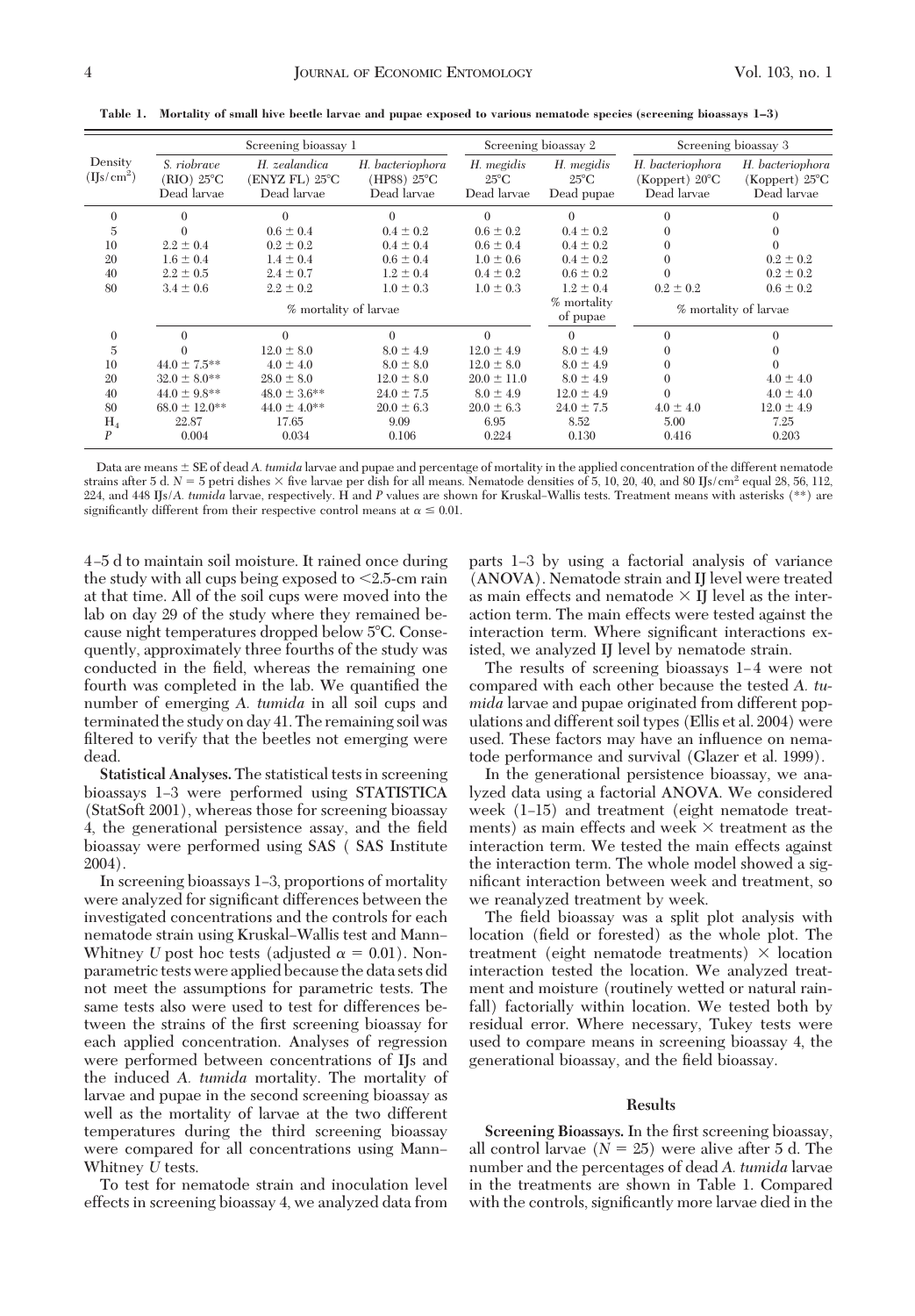**Table 1. Mortality of small hive beetle larvae and pupae exposed to various nematode species (screening bioassays 1–3)**

| Density (IJs/cm²) | Screening bioassay 1 | | | Screening bioassay 2 | | Screening bioassay 3 | |
|---|---|---|---|---|---|---|---|
| | *S. riobrave* (RIO) 25°C Dead larvae | *H. zealandica* (ENYZ FL) 25°C Dead larvae | *H. bacteriophora* (HP88) 25°C Dead larvae | *H. megidis* 25°C Dead larvae | *H. megidis* 25°C Dead pupae | *H. bacteriophora* (Koppert) 20°C Dead larvae | *H. bacteriophora* (Koppert) 25°C Dead larvae |
| 0 | 0 | 0 | 0 | 0 | 0 | 0 | 0 |
| 5 | 0 | 0.6 ± 0.4 | 0.4 ± 0.2 | 0.6 ± 0.2 | 0.4 ± 0.2 | 0 | 0 |
| 10 | 2.2 ± 0.4 | 0.2 ± 0.2 | 0.4 ± 0.4 | 0.6 ± 0.4 | 0.4 ± 0.2 | 0 | 0 |
| 20 | 1.6 ± 0.4 | 1.4 ± 0.4 | 0.6 ± 0.4 | 1.0 ± 0.6 | 0.4 ± 0.2 | 0 | 0.2 ± 0.2 |
| 40 | 2.2 ± 0.5 | 2.4 ± 0.7 | 1.2 ± 0.4 | 0.4 ± 0.2 | 0.6 ± 0.2 | 0 | 0.2 ± 0.2 |
| 80 | 3.4 ± 0.6 | 2.2 ± 0.2 | 1.0 ± 0.3 | 1.0 ± 0.3 | 1.2 ± 0.4 | 0.2 ± 0.2 | 0.6 ± 0.2 |
| | % mortality of larvae | | | | % mortality of pupae | % mortality of larvae | |
| 0 | 0 | 0 | 0 | 0 | 0 | 0 | 0 |
| 5 | 0 | 12.0 ± 8.0 | 8.0 ± 4.9 | 12.0 ± 4.9 | 8.0 ± 4.9 | 0 | 0 |
| 10 | 44.0 ± 7.5** | 4.0 ± 4.0 | 8.0 ± 8.0 | 12.0 ± 8.0 | 8.0 ± 4.9 | 0 | 0 |
| 20 | 32.0 ± 8.0** | 28.0 ± 8.0 | 12.0 ± 8.0 | 20.0 ± 11.0 | 8.0 ± 4.9 | 0 | 4.0 ± 4.0 |
| 40 | 44.0 ± 9.8** | 48.0 ± 3.6** | 24.0 ± 7.5 | 8.0 ± 4.9 | 12.0 ± 4.9 | 0 | 4.0 ± 4.0 |
| 80 | 68.0 ± 12.0** | 44.0 ± 4.0** | 20.0 ± 6.3 | 20.0 ± 6.3 | 24.0 ± 7.5 | 4.0 ± 4.0 | 12.0 ± 4.9 |
| $H_4$ | 22.87 | 17.65 | 9.09 | 6.95 | 8.52 | 5.00 | 7.25 |
| $P$ | 0.004 | 0.034 | 0.106 | 0.224 | 0.130 | 0.416 | 0.203 |

Data are means ± SE of dead *A. tumida* larvae and pupae and percentage of mortality in the applied concentration of the different nematode strains after 5 d. $N$ = 5 petri dishes × five larvae per dish for all means. Nematode densities of 5, 10, 20, 40, and 80 IJs/cm² equal 28, 56, 112, 224, and 448 IJs/*A. tumida* larvae, respectively. H and $P$ values are shown for Kruskal–Wallis tests. Treatment means with asterisks (**) are significantly different from their respective control means at $\alpha \leq 0.01$.

4–5 d to maintain soil moisture. It rained once during the study with all cups being exposed to <2.5-cm rain at that time. All of the soil cups were moved into the lab on day 29 of the study where they remained because night temperatures dropped below 5°C. Consequently, approximately three fourths of the study was conducted in the field, whereas the remaining one fourth was completed in the lab. We quantified the number of emerging *A. tumida* in all soil cups and terminated the study on day 41. The remaining soil was filtered to verify that the beetles not emerging were dead.

**Statistical Analyses.** The statistical tests in screening bioassays 1–3 were performed using STATISTICA (StatSoft 2001), whereas those for screening bioassay 4, the generational persistence assay, and the field bioassay were performed using SAS ( SAS Institute 2004).

In screening bioassays 1–3, proportions of mortality were analyzed for significant differences between the investigated concentrations and the controls for each nematode strain using Kruskal–Wallis test and Mann–Whitney $U$ post hoc tests (adjusted $\alpha = 0.01$). Nonparametric tests were applied because the data sets did not meet the assumptions for parametric tests. The same tests also were used to test for differences between the strains of the first screening bioassay for each applied concentration. Analyses of regression were performed between concentrations of IJs and the induced *A. tumida* mortality. The mortality of larvae and pupae in the second screening bioassay as well as the mortality of larvae at the two different temperatures during the third screening bioassay were compared for all concentrations using Mann–Whitney $U$ tests.

To test for nematode strain and inoculation level effects in screening bioassay 4, we analyzed data from parts 1–3 by using a factorial analysis of variance (ANOVA). Nematode strain and IJ level were treated as main effects and nematode × IJ level as the interaction term. The main effects were tested against the interaction term. Where significant interactions existed, we analyzed IJ level by nematode strain.

The results of screening bioassays 1–4 were not compared with each other because the tested *A. tumida* larvae and pupae originated from different populations and different soil types (Ellis et al. 2004) were used. These factors may have an influence on nematode performance and survival (Glazer et al. 1999).

In the generational persistence bioassay, we analyzed data using a factorial ANOVA. We considered week (1–15) and treatment (eight nematode treatments) as main effects and week × treatment as the interaction term. We tested the main effects against the interaction term. The whole model showed a significant interaction between week and treatment, so we reanalyzed treatment by week.

The field bioassay was a split plot analysis with location (field or forested) as the whole plot. The treatment (eight nematode treatments) × location interaction tested the location. We analyzed treatment and moisture (routinely wetted or natural rainfall) factorially within location. We tested both by residual error. Where necessary, Tukey tests were used to compare means in screening bioassay 4, the generational bioassay, and the field bioassay.

## Results

**Screening Bioassays.** In the first screening bioassay, all control larvae ($N$ = 25) were alive after 5 d. The number and the percentages of dead *A. tumida* larvae in the treatments are shown in Table 1. Compared with the controls, significantly more larvae died in the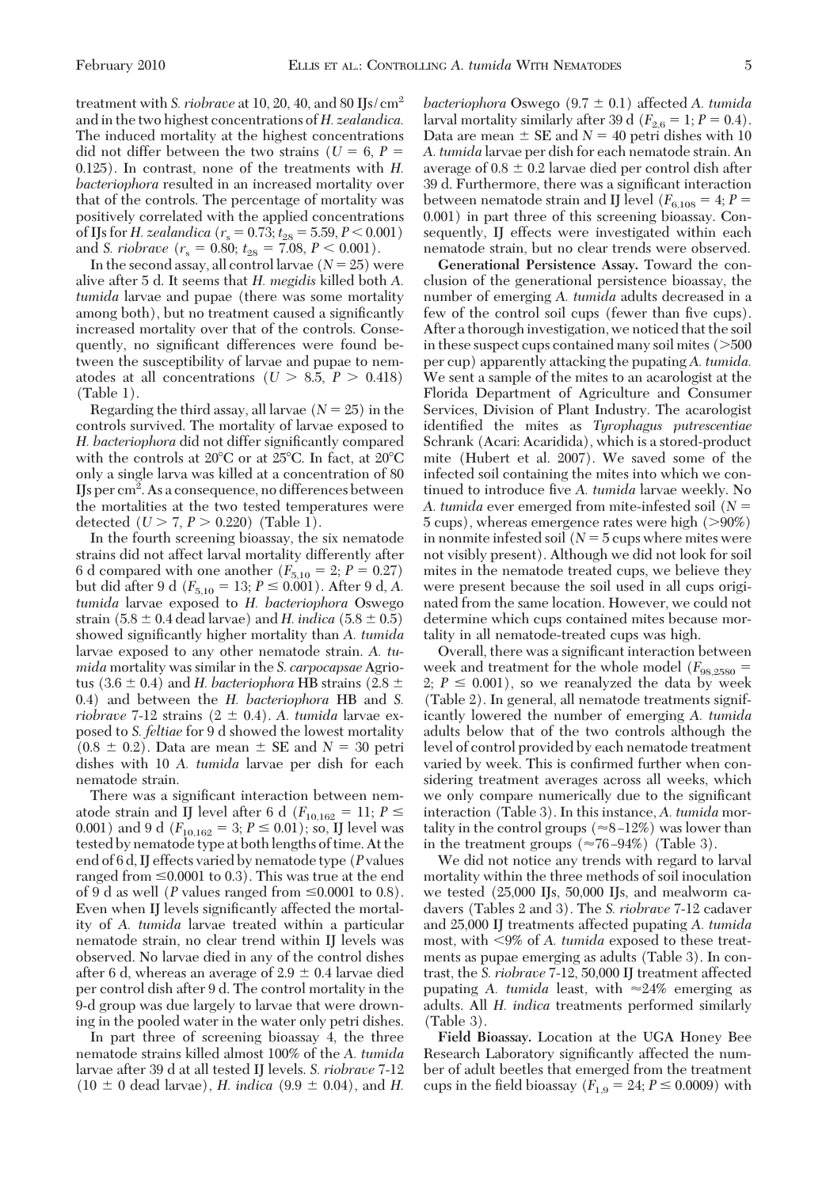treatment with *S. riobrave* at 10, 20, 40, and 80 IJs/cm$^2$ and in the two highest concentrations of *H. zealandica.* The induced mortality at the highest concentrations did not differ between the two strains ($U = 6$, $P = 0.125$). In contrast, none of the treatments with *H. bacteriophora* resulted in an increased mortality over that of the controls. The percentage of mortality was positively correlated with the applied concentrations of IJs for *H. zealandica* ($r_s = 0.73$; $t_{28} = 5.59$, $P < 0.001$) and *S. riobrave* ($r_s = 0.80$; $t_{28} = 7.08$, $P < 0.001$).

In the second assay, all control larvae ($N = 25$) were alive after 5 d. It seems that *H. megidis* killed both *A. tumida* larvae and pupae (there was some mortality among both), but no treatment caused a significantly increased mortality over that of the controls. Consequently, no significant differences were found between the susceptibility of larvae and pupae to nematodes at all concentrations ($U > 8.5$, $P > 0.418$) (Table 1).

Regarding the third assay, all larvae ($N = 25$) in the controls survived. The mortality of larvae exposed to *H. bacteriophora* did not differ significantly compared with the controls at 20°C or at 25°C. In fact, at 20°C only a single larva was killed at a concentration of 80 IJs per cm$^2$. As a consequence, no differences between the mortalities at the two tested temperatures were detected ($U > 7$, $P > 0.220$) (Table 1).

In the fourth screening bioassay, the six nematode strains did not affect larval mortality differently after 6 d compared with one another ($F_{5,10} = 2$; $P = 0.27$) but did after 9 d ($F_{5,10} = 13$; $P \leq 0.001$). After 9 d, *A. tumida* larvae exposed to *H. bacteriophora* Oswego strain ($5.8 \pm 0.4$ dead larvae) and *H. indica* ($5.8 \pm 0.5$) showed significantly higher mortality than *A. tumida* larvae exposed to any other nematode strain. *A. tumida* mortality was similar in the *S. carpocapsae* Agriotus ($3.6 \pm 0.4$) and *H. bacteriophora* HB strains ($2.8 \pm 0.4$) and between the *H. bacteriophora* HB and *S. riobrave* 7-12 strains ($2 \pm 0.4$). *A. tumida* larvae exposed to *S. feltiae* for 9 d showed the lowest mortality ($0.8 \pm 0.2$). Data are mean ± SE and $N = 30$ petri dishes with 10 *A. tumida* larvae per dish for each nematode strain.

There was a significant interaction between nematode strain and IJ level after 6 d ($F_{10,162} = 11$; $P \leq 0.001$) and 9 d ($F_{10,162} = 3$; $P \leq 0.01$); so, IJ level was tested by nematode type at both lengths of time. At the end of 6 d, IJ effects varied by nematode type (*P* values ranged from ≤0.0001 to 0.3). This was true at the end of 9 d as well (*P* values ranged from ≤0.0001 to 0.8). Even when IJ levels significantly affected the mortality of *A. tumida* larvae treated within a particular nematode strain, no clear trend within IJ levels was observed. No larvae died in any of the control dishes after 6 d, whereas an average of $2.9 \pm 0.4$ larvae died per control dish after 9 d. The control mortality in the 9-d group was due largely to larvae that were drowning in the pooled water in the water only petri dishes.

In part three of screening bioassay 4, the three nematode strains killed almost 100% of the *A. tumida* larvae after 39 d at all tested IJ levels. *S. riobrave* 7-12 ($10 \pm 0$ dead larvae), *H. indica* ($9.9 \pm 0.04$), and *H. bacteriophora* Oswego ($9.7 \pm 0.1$) affected *A. tumida* larval mortality similarly after 39 d ($F_{2,6} = 1$; $P = 0.4$). Data are mean ± SE and $N = 40$ petri dishes with 10 *A. tumida* larvae per dish for each nematode strain. An average of $0.8 \pm 0.2$ larvae died per control dish after 39 d. Furthermore, there was a significant interaction between nematode strain and IJ level ($F_{6,108} = 4$; $P = 0.001$) in part three of this screening bioassay. Consequently, IJ effects were investigated within each nematode strain, but no clear trends were observed.

**Generational Persistence Assay.** Toward the conclusion of the generational persistence bioassay, the number of emerging *A. tumida* adults decreased in a few of the control soil cups (fewer than five cups). After a thorough investigation, we noticed that the soil in these suspect cups contained many soil mites (>500 per cup) apparently attacking the pupating *A. tumida.* We sent a sample of the mites to an acarologist at the Florida Department of Agriculture and Consumer Services, Division of Plant Industry. The acarologist identified the mites as *Tyrophagus putrescentiae* Schrank (Acari: Acaridida), which is a stored-product mite (Hubert et al. 2007). We saved some of the infected soil containing the mites into which we continued to introduce five *A. tumida* larvae weekly. No *A. tumida* ever emerged from mite-infested soil ($N = 5$ cups), whereas emergence rates were high (>90%) in nonmite infested soil ($N = 5$ cups where mites were not visibly present). Although we did not look for soil mites in the nematode treated cups, we believe they were present because the soil used in all cups originated from the same location. However, we could not determine which cups contained mites because mortality in all nematode-treated cups was high.

Overall, there was a significant interaction between week and treatment for the whole model ($F_{98,2580} = 2$; $P \leq 0.001$), so we reanalyzed the data by week (Table 2). In general, all nematode treatments significantly lowered the number of emerging *A. tumida* adults below that of the two controls although the level of control provided by each nematode treatment varied by week. This is confirmed further when considering treatment averages across all weeks, which we only compare numerically due to the significant interaction (Table 3). In this instance, *A. tumida* mortality in the control groups (≈8–12%) was lower than in the treatment groups (≈76–94%) (Table 3).

We did not notice any trends with regard to larval mortality within the three methods of soil inoculation we tested (25,000 IJs, 50,000 IJs, and mealworm cadavers (Tables 2 and 3). The *S. riobrave* 7-12 cadaver and 25,000 IJ treatments affected pupating *A. tumida* most, with <9% of *A. tumida* exposed to these treatments as pupae emerging as adults (Table 3). In contrast, the *S. riobrave* 7-12, 50,000 IJ treatment affected pupating *A. tumida* least, with ≈24% emerging as adults. All *H. indica* treatments performed similarly (Table 3).

**Field Bioassay.** Location at the UGA Honey Bee Research Laboratory significantly affected the number of adult beetles that emerged from the treatment cups in the field bioassay ($F_{1,9} = 24$; $P \leq 0.0009$) with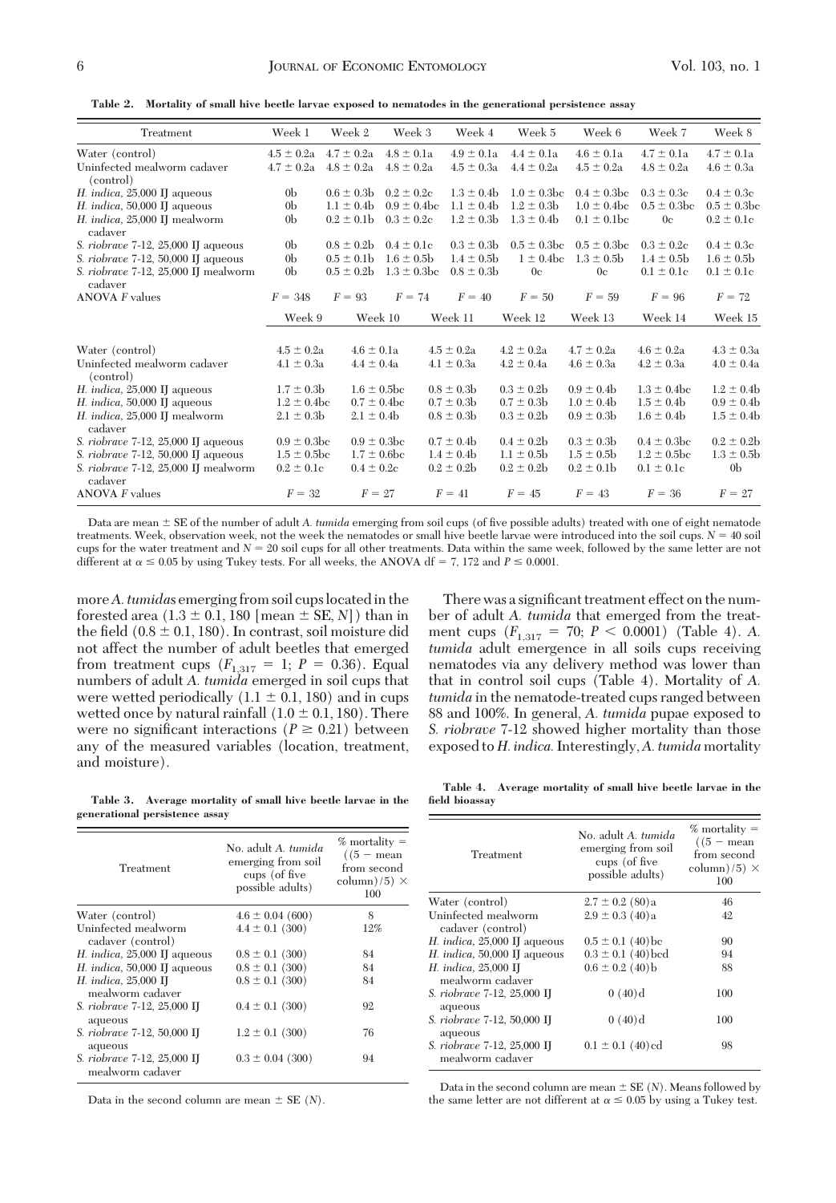**Table 2. Mortality of small hive beetle larvae exposed to nematodes in the generational persistence assay**

| Treatment | Week 1 | Week 2 | Week 3 | Week 4 | Week 5 | Week 6 | Week 7 | Week 8 |
|---|---|---|---|---|---|---|---|---|
| Water (control) | 4.5 ± 0.2a | 4.7 ± 0.2a | 4.8 ± 0.1a | 4.9 ± 0.1a | 4.4 ± 0.1a | 4.6 ± 0.1a | 4.7 ± 0.1a | 4.7 ± 0.1a |
| Uninfected mealworm cadaver (control) | 4.7 ± 0.2a | 4.8 ± 0.2a | 4.8 ± 0.2a | 4.5 ± 0.3a | 4.4 ± 0.2a | 4.5 ± 0.2a | 4.8 ± 0.2a | 4.6 ± 0.3a |
| *H. indica*, 25,000 IJ aqueous | 0b | 0.6 ± 0.3b | 0.2 ± 0.2c | 1.3 ± 0.4b | 1.0 ± 0.3bc | 0.4 ± 0.3bc | 0.3 ± 0.3c | 0.4 ± 0.3c |
| *H. indica*, 50,000 IJ aqueous | 0b | 1.1 ± 0.4b | 0.9 ± 0.4bc | 1.1 ± 0.4b | 1.2 ± 0.3b | 1.0 ± 0.4bc | 0.5 ± 0.3bc | 0.5 ± 0.3bc |
| *H. indica*, 25,000 IJ mealworm cadaver | 0b | 0.2 ± 0.1b | 0.3 ± 0.2c | 1.2 ± 0.3b | 1.3 ± 0.4b | 0.1 ± 0.1bc | 0c | 0.2 ± 0.1c |
| *S. riobrave* 7-12, 25,000 IJ aqueous | 0b | 0.8 ± 0.2b | 0.4 ± 0.1c | 0.3 ± 0.3b | 0.5 ± 0.3bc | 0.5 ± 0.3bc | 0.3 ± 0.2c | 0.4 ± 0.3c |
| *S. riobrave* 7-12, 50,000 IJ aqueous | 0b | 0.5 ± 0.1b | 1.6 ± 0.5b | 1.4 ± 0.5b | 1 ± 0.4bc | 1.3 ± 0.5b | 1.4 ± 0.5b | 1.6 ± 0.5b |
| *S. riobrave* 7-12, 25,000 IJ mealworm cadaver | 0b | 0.5 ± 0.2b | 1.3 ± 0.3bc | 0.8 ± 0.3b | 0c | 0c | 0.1 ± 0.1c | 0.1 ± 0.1c |
| ANOVA *F* values | $F = 348$ | $F = 93$ | $F = 74$ | $F = 40$ | $F = 50$ | $F = 59$ | $F = 96$ | $F = 72$ |

| Treatment | Week 9 | Week 10 | Week 11 | Week 12 | Week 13 | Week 14 | Week 15 |
|---|---|---|---|---|---|---|---|
| Water (control) | 4.5 ± 0.2a | 4.6 ± 0.1a | 4.5 ± 0.2a | 4.2 ± 0.2a | 4.7 ± 0.2a | 4.6 ± 0.2a | 4.3 ± 0.3a |
| Uninfected mealworm cadaver (control) | 4.1 ± 0.3a | 4.4 ± 0.4a | 4.1 ± 0.3a | 4.2 ± 0.4a | 4.6 ± 0.3a | 4.2 ± 0.3a | 4.0 ± 0.4a |
| *H. indica*, 25,000 IJ aqueous | 1.7 ± 0.3b | 1.6 ± 0.5bc | 0.8 ± 0.3b | 0.3 ± 0.2b | 0.9 ± 0.4b | 1.3 ± 0.4bc | 1.2 ± 0.4b |
| *H. indica*, 50,000 IJ aqueous | 1.2 ± 0.4bc | 0.7 ± 0.4bc | 0.7 ± 0.3b | 0.7 ± 0.3b | 1.0 ± 0.4b | 1.5 ± 0.4b | 0.9 ± 0.4b |
| *H. indica*, 25,000 IJ mealworm cadaver | 2.1 ± 0.3b | 2.1 ± 0.4b | 0.8 ± 0.3b | 0.3 ± 0.2b | 0.9 ± 0.3b | 1.6 ± 0.4b | 1.5 ± 0.4b |
| *S. riobrave* 7-12, 25,000 IJ aqueous | 0.9 ± 0.3bc | 0.9 ± 0.3bc | 0.7 ± 0.4b | 0.4 ± 0.2b | 0.3 ± 0.3b | 0.4 ± 0.3bc | 0.2 ± 0.2b |
| *S. riobrave* 7-12, 50,000 IJ aqueous | 1.5 ± 0.5bc | 1.7 ± 0.6bc | 1.4 ± 0.4b | 1.1 ± 0.5b | 1.5 ± 0.5b | 1.2 ± 0.5bc | 1.3 ± 0.5b |
| *S. riobrave* 7-12, 25,000 IJ mealworm cadaver | 0.2 ± 0.1c | 0.4 ± 0.2c | 0.2 ± 0.2b | 0.2 ± 0.2b | 0.2 ± 0.1b | 0.1 ± 0.1c | 0b |
| ANOVA *F* values | $F = 32$ | $F = 27$ | $F = 41$ | $F = 45$ | $F = 43$ | $F = 36$ | $F = 27$ |

Data are mean ± SE of the number of adult *A. tumida* emerging from soil cups (of five possible adults) treated with one of eight nematode treatments. Week, observation week, not the week the nematodes or small hive beetle larvae were introduced into the soil cups. $N = 40$ soil cups for the water treatment and $N = 20$ soil cups for all other treatments. Data within the same week, followed by the same letter are not different at $\alpha \leq 0.05$ by using Tukey tests. For all weeks, the ANOVA df = 7, 172 and $P \leq 0.0001$.

more *A. tumidas* emerging from soil cups located in the forested area (1.3 ± 0.1, 180 [mean ± SE, *N*]) than in the field (0.8 ± 0.1, 180). In contrast, soil moisture did not affect the number of adult beetles that emerged from treatment cups ($F_{1,317} = 1$; $P = 0.36$). Equal numbers of adult *A. tumida* emerged in soil cups that were wetted periodically (1.1 ± 0.1, 180) and in cups wetted once by natural rainfall (1.0 ± 0.1, 180). There were no significant interactions ($P \geq 0.21$) between any of the measured variables (location, treatment, and moisture).

There was a significant treatment effect on the number of adult *A. tumida* that emerged from the treatment cups ($F_{1,317} = 70$; $P < 0.0001$) (Table 4). *A. tumida* adult emergence in all soils cups receiving nematodes via any delivery method was lower than that in control soil cups (Table 4). Mortality of *A. tumida* in the nematode-treated cups ranged between 88 and 100%. In general, *A. tumida* pupae exposed to *S. riobrave* 7-12 showed higher mortality than those exposed to *H. indica*. Interestingly, *A. tumida* mortality

**Table 3. Average mortality of small hive beetle larvae in the generational persistence assay**

| Treatment | No. adult *A. tumida* emerging from soil cups (of five possible adults) | % mortality = ((5 − mean from second column)/5) × 100 |
|---|---|---|
| Water (control) | 4.6 ± 0.04 (600) | 8 |
| Uninfected mealworm cadaver (control) | 4.4 ± 0.1 (300) | 12% |
| *H. indica*, 25,000 IJ aqueous | 0.8 ± 0.1 (300) | 84 |
| *H. indica*, 50,000 IJ aqueous | 0.8 ± 0.1 (300) | 84 |
| *H. indica*, 25,000 IJ mealworm cadaver | 0.8 ± 0.1 (300) | 84 |
| *S. riobrave* 7-12, 25,000 IJ aqueous | 0.4 ± 0.1 (300) | 92 |
| *S. riobrave* 7-12, 50,000 IJ aqueous | 1.2 ± 0.1 (300) | 76 |
| *S. riobrave* 7-12, 25,000 IJ mealworm cadaver | 0.3 ± 0.04 (300) | 94 |

Data in the second column are mean ± SE (*N*).

**Table 4. Average mortality of small hive beetle larvae in the field bioassay**

| Treatment | No. adult *A. tumida* emerging from soil cups (of five possible adults) | % mortality = ((5 − mean from second column)/5) × 100 |
|---|---|---|
| Water (control) | 2.7 ± 0.2 (80)a | 46 |
| Uninfected mealworm cadaver (control) | 2.9 ± 0.3 (40)a | 42 |
| *H. indica*, 25,000 IJ aqueous | 0.5 ± 0.1 (40)bc | 90 |
| *H. indica*, 50,000 IJ aqueous | 0.3 ± 0.1 (40)bcd | 94 |
| *H. indica*, 25,000 IJ mealworm cadaver | 0.6 ± 0.2 (40)b | 88 |
| *S. riobrave* 7-12, 25,000 IJ aqueous | 0 (40)d | 100 |
| *S. riobrave* 7-12, 50,000 IJ aqueous | 0 (40)d | 100 |
| *S. riobrave* 7-12, 25,000 IJ mealworm cadaver | 0.1 ± 0.1 (40)cd | 98 |

Data in the second column are mean ± SE (*N*). Means followed by the same letter are not different at $\alpha \leq 0.05$ by using a Tukey test.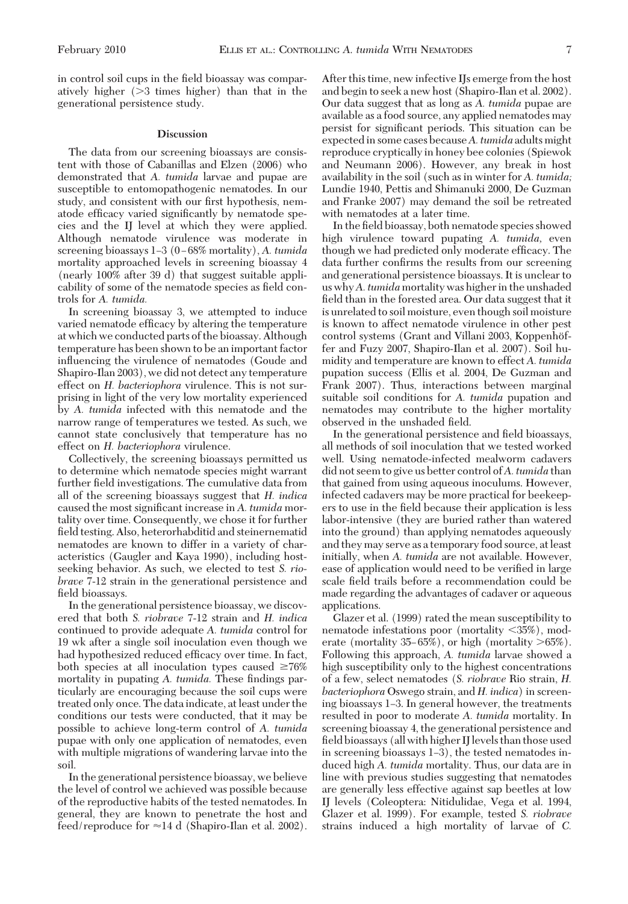in control soil cups in the field bioassay was comparatively higher (>3 times higher) than that in the generational persistence study.

## Discussion

The data from our screening bioassays are consistent with those of Cabanillas and Elzen (2006) who demonstrated that *A. tumida* larvae and pupae are susceptible to entomopathogenic nematodes. In our study, and consistent with our first hypothesis, nematode efficacy varied significantly by nematode species and the IJ level at which they were applied. Although nematode virulence was moderate in screening bioassays 1–3 (0–68% mortality), *A. tumida* mortality approached levels in screening bioassay 4 (nearly 100% after 39 d) that suggest suitable applicability of some of the nematode species as field controls for *A. tumida.*

In screening bioassay 3, we attempted to induce varied nematode efficacy by altering the temperature at which we conducted parts of the bioassay. Although temperature has been shown to be an important factor influencing the virulence of nematodes (Goude and Shapiro-Ilan 2003), we did not detect any temperature effect on *H. bacteriophora* virulence. This is not surprising in light of the very low mortality experienced by *A. tumida* infected with this nematode and the narrow range of temperatures we tested. As such, we cannot state conclusively that temperature has no effect on *H. bacteriophora* virulence.

Collectively, the screening bioassays permitted us to determine which nematode species might warrant further field investigations. The cumulative data from all of the screening bioassays suggest that *H. indica* caused the most significant increase in *A. tumida* mortality over time. Consequently, we chose it for further field testing. Also, heterorhabditid and steinernematid nematodes are known to differ in a variety of characteristics (Gaugler and Kaya 1990), including host-seeking behavior. As such, we elected to test *S. riobrave* 7-12 strain in the generational persistence and field bioassays.

In the generational persistence bioassay, we discovered that both *S. riobrave* 7-12 strain and *H. indica* continued to provide adequate *A. tumida* control for 19 wk after a single soil inoculation even though we had hypothesized reduced efficacy over time. In fact, both species at all inoculation types caused ≥76% mortality in pupating *A. tumida.* These findings particularly are encouraging because the soil cups were treated only once. The data indicate, at least under the conditions our tests were conducted, that it may be possible to achieve long-term control of *A. tumida* pupae with only one application of nematodes, even with multiple migrations of wandering larvae into the soil.

In the generational persistence bioassay, we believe the level of control we achieved was possible because of the reproductive habits of the tested nematodes. In general, they are known to penetrate the host and feed/reproduce for ≈14 d (Shapiro-Ilan et al. 2002). After this time, new infective IJs emerge from the host and begin to seek a new host (Shapiro-Ilan et al. 2002). Our data suggest that as long as *A. tumida* pupae are available as a food source, any applied nematodes may persist for significant periods. This situation can be expected in some cases because *A. tumida* adults might reproduce cryptically in honey bee colonies (Spiewok and Neumann 2006). However, any break in host availability in the soil (such as in winter for *A. tumida;* Lundie 1940, Pettis and Shimanuki 2000, De Guzman and Franke 2007) may demand the soil be retreated with nematodes at a later time.

In the field bioassay, both nematode species showed high virulence toward pupating *A. tumida,* even though we had predicted only moderate efficacy. The data further confirms the results from our screening and generational persistence bioassays. It is unclear to us why *A. tumida* mortality was higher in the unshaded field than in the forested area. Our data suggest that it is unrelated to soil moisture, even though soil moisture is known to affect nematode virulence in other pest control systems (Grant and Villani 2003, Koppenhöffer and Fuzy 2007, Shapiro-Ilan et al. 2007). Soil humidity and temperature are known to effect *A. tumida* pupation success (Ellis et al. 2004, De Guzman and Frank 2007). Thus, interactions between marginal suitable soil conditions for *A. tumida* pupation and nematodes may contribute to the higher mortality observed in the unshaded field.

In the generational persistence and field bioassays, all methods of soil inoculation that we tested worked well. Using nematode-infected mealworm cadavers did not seem to give us better control of *A. tumida* than that gained from using aqueous inoculums. However, infected cadavers may be more practical for beekeepers to use in the field because their application is less labor-intensive (they are buried rather than watered into the ground) than applying nematodes aqueously and they may serve as a temporary food source, at least initially, when *A. tumida* are not available. However, ease of application would need to be verified in large scale field trails before a recommendation could be made regarding the advantages of cadaver or aqueous applications.

Glazer et al. (1999) rated the mean susceptibility to nematode infestations poor (mortality <35%), moderate (mortality 35–65%), or high (mortality >65%). Following this approach, *A. tumida* larvae showed a high susceptibility only to the highest concentrations of a few, select nematodes (*S. riobrave* Rio strain, *H. bacteriophora* Oswego strain, and *H. indica*) in screening bioassays 1–3. In general however, the treatments resulted in poor to moderate *A. tumida* mortality. In screening bioassay 4, the generational persistence and field bioassays (all with higher IJ levels than those used in screening bioassays 1–3), the tested nematodes induced high *A. tumida* mortality. Thus, our data are in line with previous studies suggesting that nematodes are generally less effective against sap beetles at low IJ levels (Coleoptera: Nitidulidae, Vega et al. 1994, Glazer et al. 1999). For example, tested *S. riobrave* strains induced a high mortality of larvae of *C.*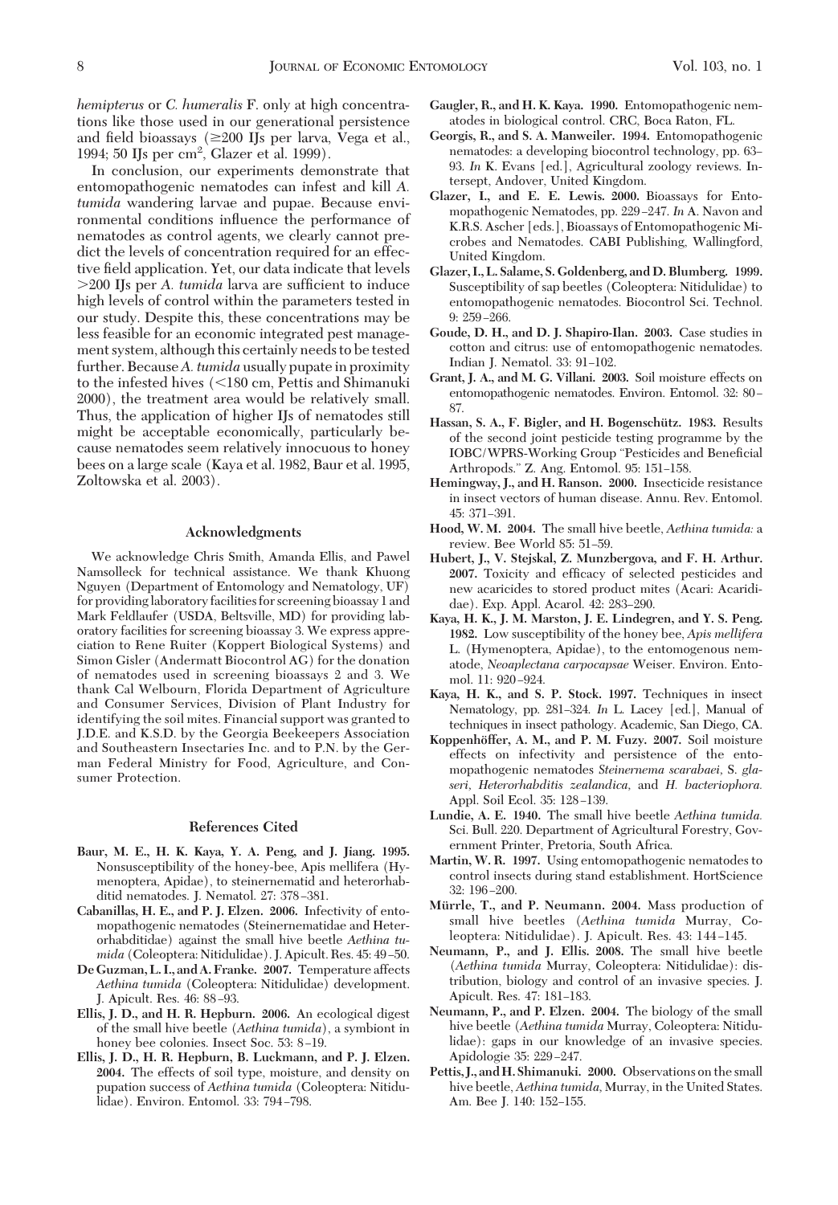*hemipterus* or *C. humeralis* F. only at high concentrations like those used in our generational persistence and field bioassays (≥200 IJs per larva, Vega et al., 1994; 50 IJs per cm$^2$, Glazer et al. 1999).

In conclusion, our experiments demonstrate that entomopathogenic nematodes can infest and kill *A. tumida* wandering larvae and pupae. Because environmental conditions influence the performance of nematodes as control agents, we clearly cannot predict the levels of concentration required for an effective field application. Yet, our data indicate that levels >200 IJs per *A. tumida* larva are sufficient to induce high levels of control within the parameters tested in our study. Despite this, these concentrations may be less feasible for an economic integrated pest management system, although this certainly needs to be tested further. Because *A. tumida* usually pupate in proximity to the infested hives (<180 cm, Pettis and Shimanuki 2000), the treatment area would be relatively small. Thus, the application of higher IJs of nematodes still might be acceptable economically, particularly because nematodes seem relatively innocuous to honey bees on a large scale (Kaya et al. 1982, Baur et al. 1995, Zoltowska et al. 2003).

## Acknowledgments

We acknowledge Chris Smith, Amanda Ellis, and Pawel Namsolleck for technical assistance. We thank Khuong Nguyen (Department of Entomology and Nematology, UF) for providing laboratory facilities for screening bioassay 1 and Mark Feldlaufer (USDA, Beltsville, MD) for providing laboratory facilities for screening bioassay 3. We express appreciation to Rene Ruiter (Koppert Biological Systems) and Simon Gisler (Andermatt Biocontrol AG) for the donation of nematodes used in screening bioassays 2 and 3. We thank Cal Welbourn, Florida Department of Agriculture and Consumer Services, Division of Plant Industry for identifying the soil mites. Financial support was granted to J.D.E. and K.S.D. by the Georgia Beekeepers Association and Southeastern Insectaries Inc. and to P.N. by the German Federal Ministry for Food, Agriculture, and Consumer Protection.

## References Cited

**Baur, M. E., H. K. Kaya, Y. A. Peng, and J. Jiang. 1995.** Nonsusceptibility of the honey-bee, Apis mellifera (Hymenoptera, Apidae), to steinernematid and heterorhabditid nematodes. J. Nematol. 27: 378–381.

**Cabanillas, H. E., and P. J. Elzen. 2006.** Infectivity of entomopathogenic nematodes (Steinernematidae and Heterorhabditidae) against the small hive beetle *Aethina tumida* (Coleoptera: Nitidulidae). J. Apicult. Res. 45: 49–50.

**De Guzman, L. I., and A. Franke. 2007.** Temperature affects *Aethina tumida* (Coleoptera: Nitidulidae) development. J. Apicult. Res. 46: 88–93.

**Ellis, J. D., and H. R. Hepburn. 2006.** An ecological digest of the small hive beetle (*Aethina tumida*), a symbiont in honey bee colonies. Insect Soc. 53: 8–19.

**Ellis, J. D., H. R. Hepburn, B. Luckmann, and P. J. Elzen. 2004.** The effects of soil type, moisture, and density on pupation success of *Aethina tumida* (Coleoptera: Nitidulidae). Environ. Entomol. 33: 794–798.

**Gaugler, R., and H. K. Kaya. 1990.** Entomopathogenic nematodes in biological control. CRC, Boca Raton, FL.

**Georgis, R., and S. A. Manweiler. 1994.** Entomopathogenic nematodes: a developing biocontrol technology, pp. 63–93. *In* K. Evans [ed.], Agricultural zoology reviews. Intersept, Andover, United Kingdom.

**Glazer, I., and E. E. Lewis. 2000.** Bioassays for Entomopathogenic Nematodes, pp. 229–247. *In* A. Navon and K.R.S. Ascher [eds.], Bioassays of Entomopathogenic Microbes and Nematodes. CABI Publishing, Wallingford, United Kingdom.

**Glazer, I., L. Salame, S. Goldenberg, and D. Blumberg. 1999.** Susceptibility of sap beetles (Coleoptera: Nitidulidae) to entomopathogenic nematodes. Biocontrol Sci. Technol. 9: 259–266.

**Goude, D. H., and D. J. Shapiro-Ilan. 2003.** Case studies in cotton and citrus: use of entomopathogenic nematodes. Indian J. Nematol. 33: 91–102.

**Grant, J. A., and M. G. Villani. 2003.** Soil moisture effects on entomopathogenic nematodes. Environ. Entomol. 32: 80–87.

**Hassan, S. A., F. Bigler, and H. Bogenschütz. 1983.** Results of the second joint pesticide testing programme by the IOBC/WPRS-Working Group "Pesticides and Beneficial Arthropods." Z. Ang. Entomol. 95: 151–158.

**Hemingway, J., and H. Ranson. 2000.** Insecticide resistance in insect vectors of human disease. Annu. Rev. Entomol. 45: 371–391.

**Hood, W. M. 2004.** The small hive beetle, *Aethina tumida:* a review. Bee World 85: 51–59.

**Hubert, J., V. Stejskal, Z. Munzbergova, and F. H. Arthur. 2007.** Toxicity and efficacy of selected pesticides and new acaricides to stored product mites (Acari: Acarididae). Exp. Appl. Acarol. 42: 283–290.

**Kaya, H. K., J. M. Marston, J. E. Lindegren, and Y. S. Peng. 1982.** Low susceptibility of the honey bee, *Apis mellifera* L. (Hymenoptera, Apidae), to the entomogenous nematode, *Neoaplectana carpocapsae* Weiser. Environ. Entomol. 11: 920–924.

**Kaya, H. K., and S. P. Stock. 1997.** Techniques in insect Nematology, pp. 281–324. *In* L. Lacey [ed.], Manual of techniques in insect pathology. Academic, San Diego, CA.

**Koppenhöffer, A. M., and P. M. Fuzy. 2007.** Soil moisture effects on infectivity and persistence of the entomopathogenic nematodes *Steinernema scarabaei, S. glaseri, Heterorhabditis zealandica,* and *H. bacteriophora.* Appl. Soil Ecol. 35: 128–139.

**Lundie, A. E. 1940.** The small hive beetle *Aethina tumida.* Sci. Bull. 220. Department of Agricultural Forestry, Government Printer, Pretoria, South Africa.

**Martin, W. R. 1997.** Using entomopathogenic nematodes to control insects during stand establishment. HortScience 32: 196–200.

**Mürrle, T., and P. Neumann. 2004.** Mass production of small hive beetles (*Aethina tumida* Murray, Coleoptera: Nitidulidae). J. Apicult. Res. 43: 144–145.

**Neumann, P., and J. Ellis. 2008.** The small hive beetle (*Aethina tumida* Murray, Coleoptera: Nitidulidae): distribution, biology and control of an invasive species. J. Apicult. Res. 47: 181–183.

**Neumann, P., and P. Elzen. 2004.** The biology of the small hive beetle (*Aethina tumida* Murray, Coleoptera: Nitidulidae): gaps in our knowledge of an invasive species. Apidologie 35: 229–247.

**Pettis, J., and H. Shimanuki. 2000.** Observations on the small hive beetle, *Aethina tumida,* Murray, in the United States. Am. Bee J. 140: 152–155.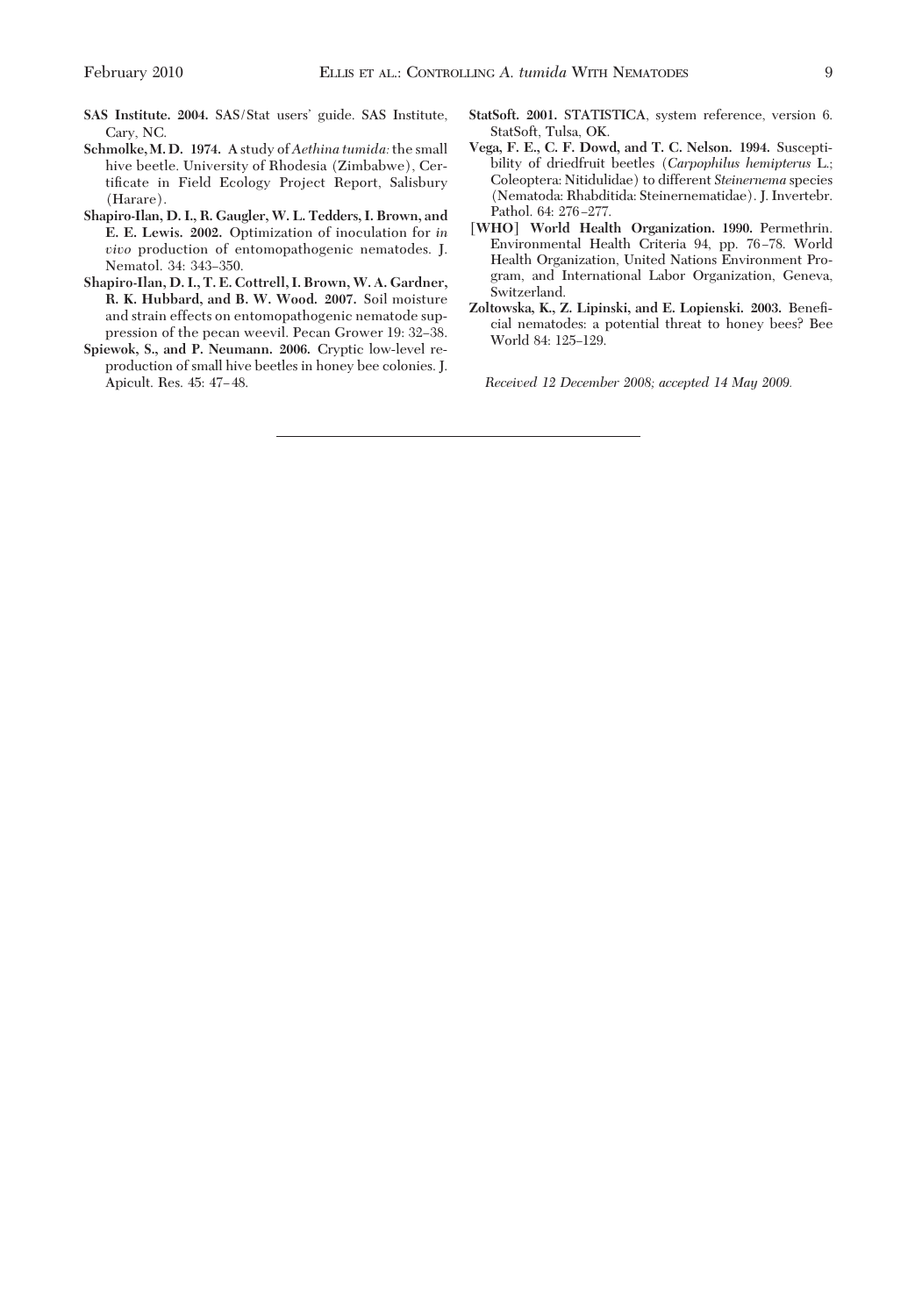**SAS Institute. 2004.** SAS/Stat users' guide. SAS Institute, Cary, NC.

**Schmolke, M. D. 1974.** A study of *Aethina tumida:* the small hive beetle. University of Rhodesia (Zimbabwe), Certificate in Field Ecology Project Report, Salisbury (Harare).

**Shapiro-Ilan, D. I., R. Gaugler, W. L. Tedders, I. Brown, and E. E. Lewis. 2002.** Optimization of inoculation for *in vivo* production of entomopathogenic nematodes. J. Nematol. 34: 343–350.

**Shapiro-Ilan, D. I., T. E. Cottrell, I. Brown, W. A. Gardner, R. K. Hubbard, and B. W. Wood. 2007.** Soil moisture and strain effects on entomopathogenic nematode suppression of the pecan weevil. Pecan Grower 19: 32–38.

**Spiewok, S., and P. Neumann. 2006.** Cryptic low-level reproduction of small hive beetles in honey bee colonies. J. Apicult. Res. 45: 47–48.

**StatSoft. 2001. STATISTICA**, system reference, version 6. StatSoft, Tulsa, OK.

**Vega, F. E., C. F. Dowd, and T. C. Nelson. 1994.** Susceptibility of driedfruit beetles (*Carpophilus hemipterus* L.; Coleoptera: Nitidulidae) to different *Steinernema* species (Nematoda: Rhabditida: Steinernematidae). J. Invertebr. Pathol. 64: 276–277.

**[WHO] World Health Organization. 1990.** Permethrin. Environmental Health Criteria 94, pp. 76–78. World Health Organization, United Nations Environment Program, and International Labor Organization, Geneva, Switzerland.

**Zoltowska, K., Z. Lipinski, and E. Lopienski. 2003.** Beneficial nematodes: a potential threat to honey bees? Bee World 84: 125–129.

*Received 12 December 2008; accepted 14 May 2009.*